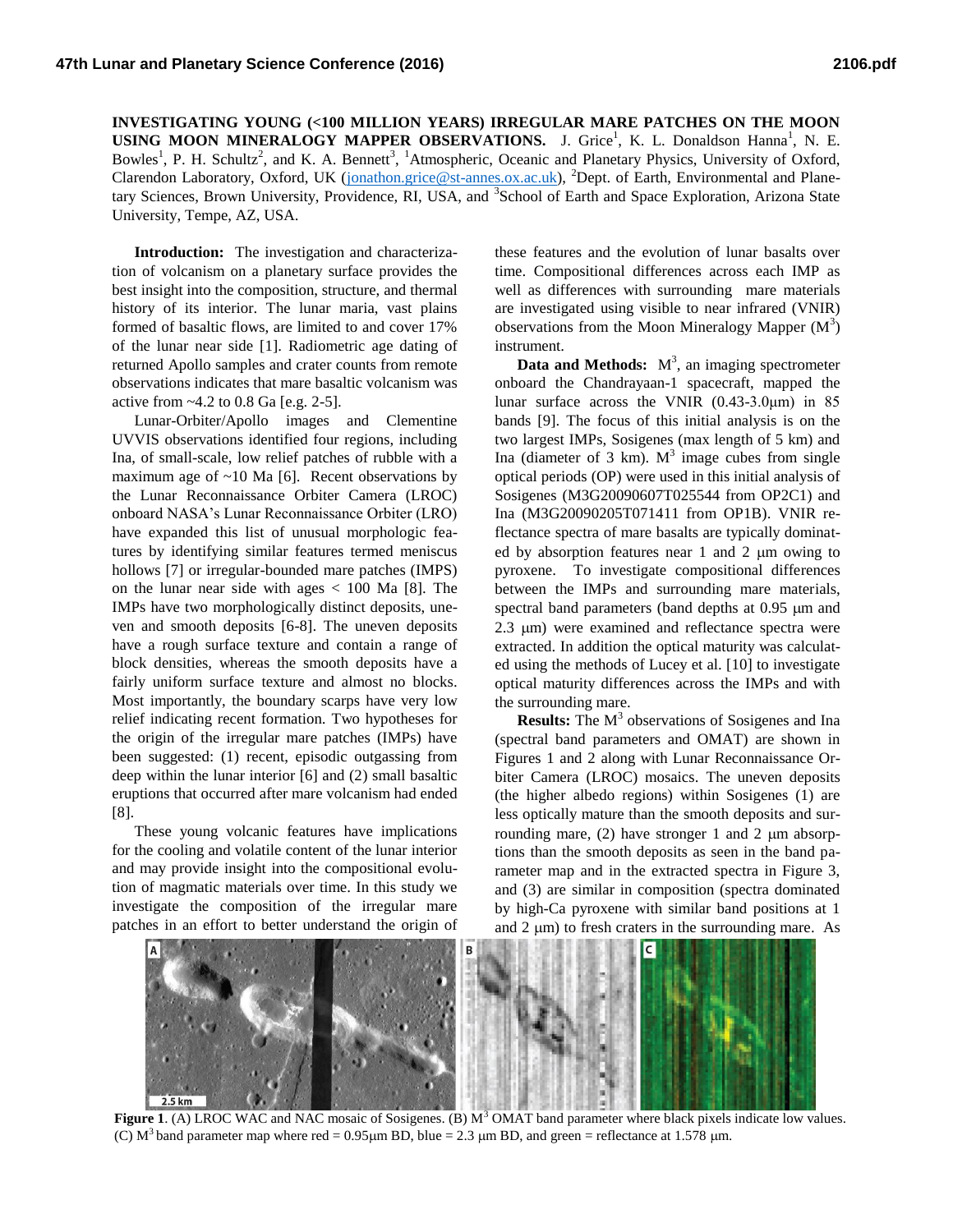**INVESTIGATING YOUNG (<100 MILLION YEARS) IRREGULAR MARE PATCHES ON THE MOON USING MOON MINERALOGY MAPPER OBSERVATIONS.** J. Grice[1], K. L. Donaldson Hanna[1], N. E. Bowles[1], P. H. Schultz[2], and K. A. Bennett[3], [1]Atmospheric, Oceanic and Planetary Physics, University of Oxford, Clarendon Laboratory, Oxford, UK (jonathon.grice@st-annes.ox.ac.uk), [2]Dept. of Earth, Environmental and Planetary Sciences, Brown University, Providence, RI, USA, and [3]School of Earth and Space Exploration, Arizona State University, Tempe, AZ, USA.

**Introduction:** The investigation and characterization of volcanism on a planetary surface provides the best insight into the composition, structure, and thermal history of its interior. The lunar maria, vast plains formed of basaltic flows, are limited to and cover 17% of the lunar near side [1]. Radiometric age dating of returned Apollo samples and crater counts from remote observations indicates that mare basaltic volcanism was active from ~4.2 to 0.8 Ga [e.g. 2-5].

Lunar-Orbiter/Apollo images and Clementine UVVIS observations identified four regions, including Ina, of small-scale, low relief patches of rubble with a maximum age of ~10 Ma [6]. Recent observations by the Lunar Reconnaissance Orbiter Camera (LROC) onboard NASA's Lunar Reconnaissance Orbiter (LRO) have expanded this list of unusual morphologic features by identifying similar features termed meniscus hollows [7] or irregular-bounded mare patches (IMPS) on the lunar near side with ages < 100 Ma [8]. The IMPs have two morphologically distinct deposits, uneven and smooth deposits [6-8]. The uneven deposits have a rough surface texture and contain a range of block densities, whereas the smooth deposits have a fairly uniform surface texture and almost no blocks. Most importantly, the boundary scarps have very low relief indicating recent formation. Two hypotheses for the origin of the irregular mare patches (IMPs) have been suggested: (1) recent, episodic outgassing from deep within the lunar interior [6] and (2) small basaltic eruptions that occurred after mare volcanism had ended [8].

These young volcanic features have implications for the cooling and volatile content of the lunar interior and may provide insight into the compositional evolution of magmatic materials over time. In this study we investigate the composition of the irregular mare patches in an effort to better understand the origin of these features and the evolution of lunar basalts over time. Compositional differences across each IMP as well as differences with surrounding mare materials are investigated using visible to near infrared (VNIR) observations from the Moon Mineralogy Mapper ($M^3$) instrument.

**Data and Methods:** $M^3$, an imaging spectrometer onboard the Chandrayaan-1 spacecraft, mapped the lunar surface across the VNIR (0.43-3.0μm) in 85 bands [9]. The focus of this initial analysis is on the two largest IMPs, Sosigenes (max length of 5 km) and Ina (diameter of 3 km). $M^3$ image cubes from single optical periods (OP) were used in this initial analysis of Sosigenes (M3G20090607T025544 from OP2C1) and Ina (M3G20090205T071411 from OP1B). VNIR reflectance spectra of mare basalts are typically dominated by absorption features near 1 and 2 μm owing to pyroxene. To investigate compositional differences between the IMPs and surrounding mare materials, spectral band parameters (band depths at 0.95 μm and 2.3 μm) were examined and reflectance spectra were extracted. In addition the optical maturity was calculated using the methods of Lucey et al. [10] to investigate optical maturity differences across the IMPs and with the surrounding mare.

**Results:** The $M^3$ observations of Sosigenes and Ina (spectral band parameters and OMAT) are shown in Figures 1 and 2 along with Lunar Reconnaissance Orbiter Camera (LROC) mosaics. The uneven deposits (the higher albedo regions) within Sosigenes (1) are less optically mature than the smooth deposits and surrounding mare, (2) have stronger 1 and 2 μm absorptions than the smooth deposits as seen in the band parameter map and in the extracted spectra in Figure 3, and (3) are similar in composition (spectra dominated by high-Ca pyroxene with similar band positions at 1 and 2 μm) to fresh craters in the surrounding mare. As

**Figure 1**. (A) LROC WAC and NAC mosaic of Sosigenes. (B) $M^3$ OMAT band parameter where black pixels indicate low values. (C) $M^3$ band parameter map where red = 0.95μm BD, blue = 2.3 μm BD, and green = reflectance at 1.578 μm.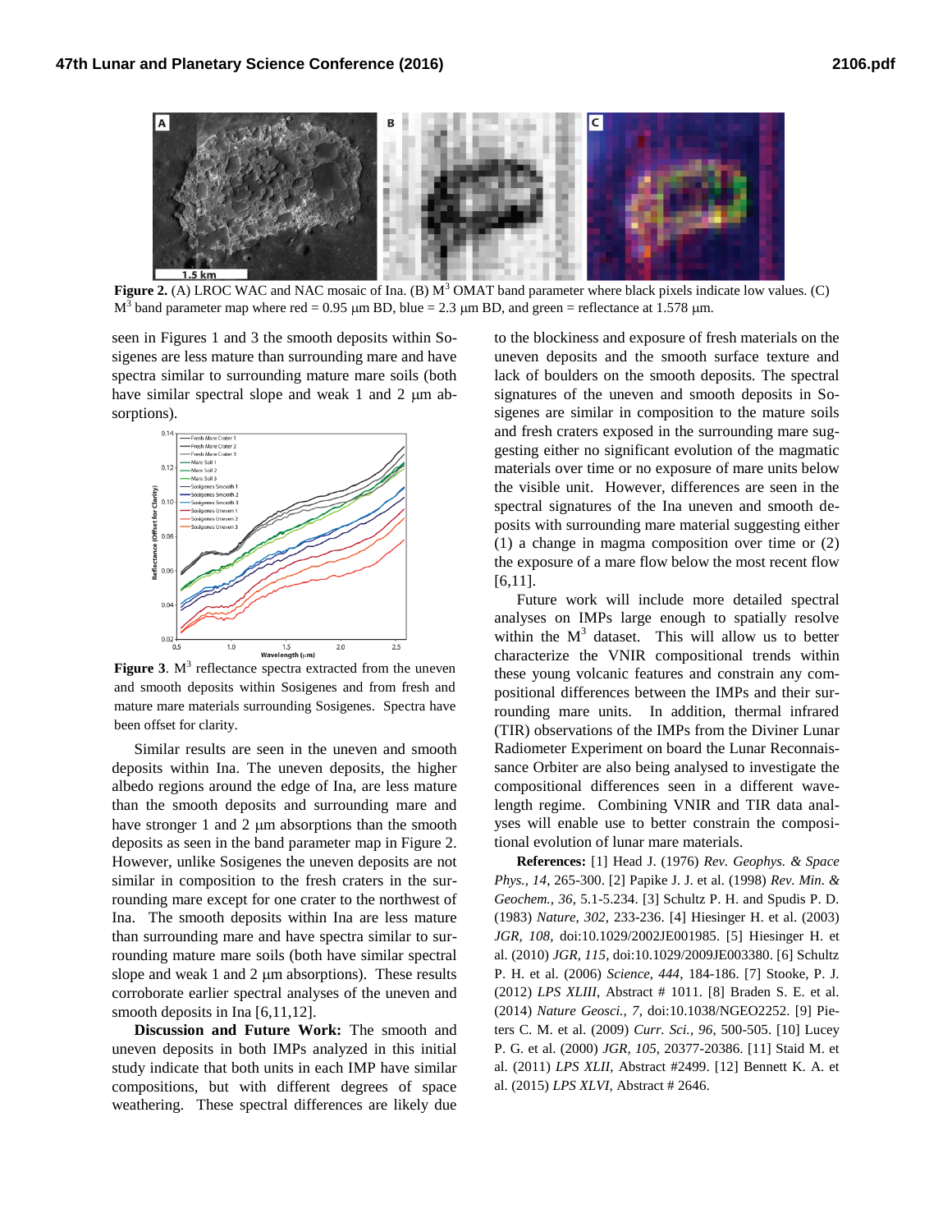A

B

C

1.5 km

**Figure 2.** (A) LROC WAC and NAC mosaic of Ina. (B) M[3] OMAT band parameter where black pixels indicate low values. (C) M[3] band parameter map where red = 0.95 μm BD, blue = 2.3 μm BD, and green = reflectance at 1.578 μm.

seen in Figures 1 and 3 the smooth deposits within Sosigenes are less mature than surrounding mare and have spectra similar to surrounding mature mare soils (both have similar spectral slope and weak 1 and 2 μm absorptions).

Fresh Mare Crater 1
Fresh Mare Crater 2
Fresh Mare Crater 3
Mare Soil 1
Mare Soil 2
Mare Soil 3
Sosigenes Smooth 1
Sosigenes Smooth 2
Sosigenes Smooth 3
Sosigenes Uneven 1
Sosigenes Uneven 2
Sosigenes Uneven 3

Reflectance (Offset for Clarity)

0.14
0.12
0.10
0.08
0.06
0.04
0.02

0.5
1.0
1.5
2.0
2.5

Wavelength (μm)

**Figure 3**. M[3] reflectance spectra extracted from the uneven and smooth deposits within Sosigenes and from fresh and mature mare materials surrounding Sosigenes. Spectra have been offset for clarity.

Similar results are seen in the uneven and smooth deposits within Ina. The uneven deposits, the higher albedo regions around the edge of Ina, are less mature than the smooth deposits and surrounding mare and have stronger 1 and 2 μm absorptions than the smooth deposits as seen in the band parameter map in Figure 2. However, unlike Sosigenes the uneven deposits are not similar in composition to the fresh craters in the surrounding mare except for one crater to the northwest of Ina. The smooth deposits within Ina are less mature than surrounding mare and have spectra similar to surrounding mature mare soils (both have similar spectral slope and weak 1 and 2 μm absorptions). These results corroborate earlier spectral analyses of the uneven and smooth deposits in Ina [6,11,12].

**Discussion and Future Work:** The smooth and uneven deposits in both IMPs analyzed in this initial study indicate that both units in each IMP have similar compositions, but with different degrees of space weathering. These spectral differences are likely due to the blockiness and exposure of fresh materials on the uneven deposits and the smooth surface texture and lack of boulders on the smooth deposits. The spectral signatures of the uneven and smooth deposits in Sosigenes are similar in composition to the mature soils and fresh craters exposed in the surrounding mare suggesting either no significant evolution of the magmatic materials over time or no exposure of mare units below the visible unit. However, differences are seen in the spectral signatures of the Ina uneven and smooth deposits with surrounding mare material suggesting either (1) a change in magma composition over time or (2) the exposure of a mare flow below the most recent flow [6,11].

Future work will include more detailed spectral analyses on IMPs large enough to spatially resolve within the M[3] dataset. This will allow us to better characterize the VNIR compositional trends within these young volcanic features and constrain any compositional differences between the IMPs and their surrounding mare units. In addition, thermal infrared (TIR) observations of the IMPs from the Diviner Lunar Radiometer Experiment on board the Lunar Reconnaissance Orbiter are also being analysed to investigate the compositional differences seen in a different wavelength regime. Combining VNIR and TIR data analyses will enable use to better constrain the compositional evolution of lunar mare materials.

**References:** [1] Head J. (1976) *Rev. Geophys. & Space Phys., 14*, 265-300. [2] Papike J. J. et al. (1998) *Rev. Min. & Geochem., 36*, 5.1-5.234. [3] Schultz P. H. and Spudis P. D. (1983) *Nature, 302*, 233-236. [4] Hiesinger H. et al. (2003) *JGR, 108*, doi:10.1029/2002JE001985. [5] Hiesinger H. et al. (2010) *JGR, 115*, doi:10.1029/2009JE003380. [6] Schultz P. H. et al. (2006) *Science, 444*, 184-186. [7] Stooke, P. J. (2012) *LPS XLIII*, Abstract # 1011. [8] Braden S. E. et al. (2014) *Nature Geosci., 7*, doi:10.1038/NGEO2252. [9] Pieters C. M. et al. (2009) *Curr. Sci., 96*, 500-505. [10] Lucey P. G. et al. (2000) *JGR, 105*, 20377-20386. [11] Staid M. et al. (2011) *LPS XLII*, Abstract #2499. [12] Bennett K. A. et al. (2015) *LPS XLVI*, Abstract # 2646.